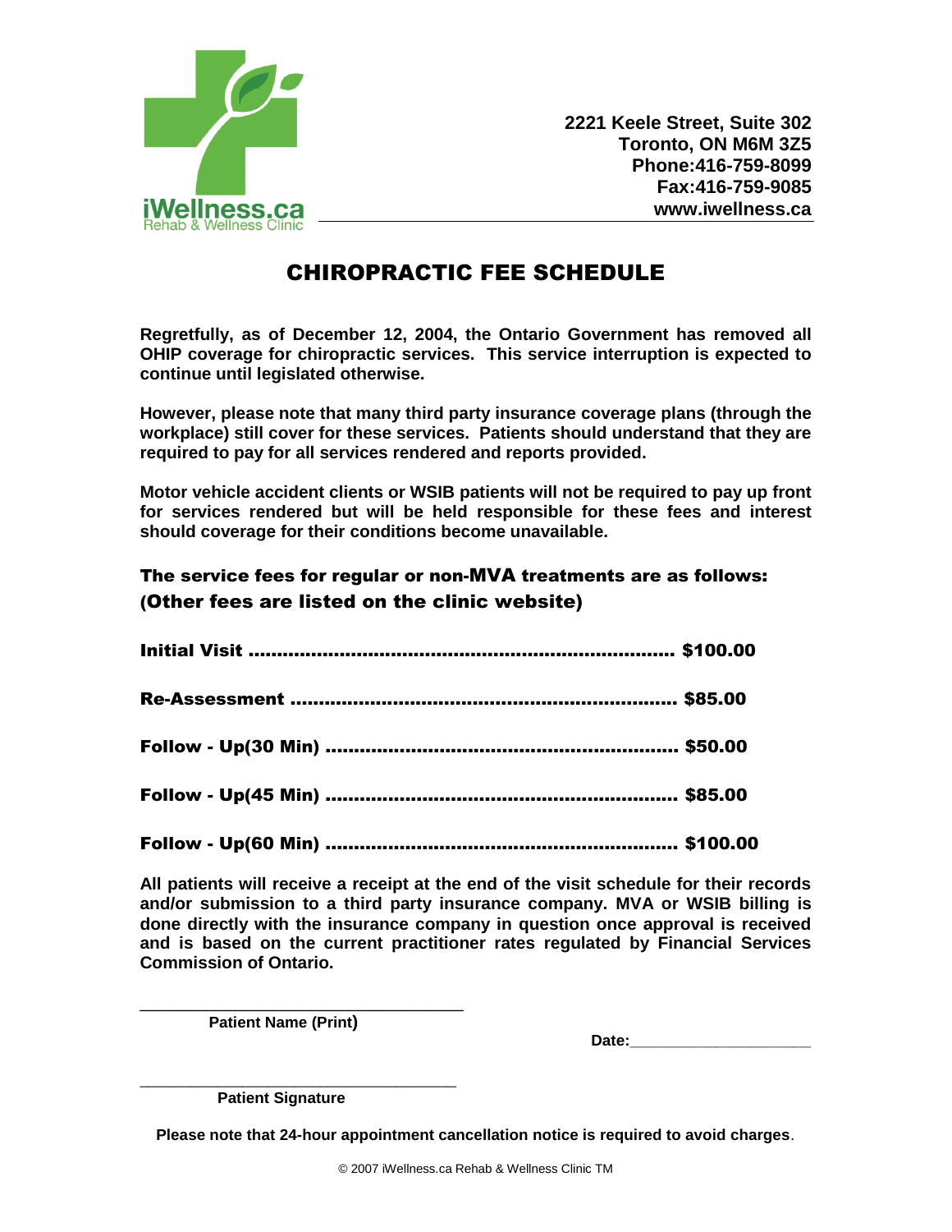iWellness.ca
Rehab & Wellness Clinic

**2221 Keele Street, Suite 302**
**Toronto, ON M6M 3Z5**
**Phone:416-759-8099**
**Fax:416-759-9085**
**www.iwellness.ca**

# CHIROPRACTIC FEE SCHEDULE

**Regretfully, as of December 12, 2004, the Ontario Government has removed all OHIP coverage for chiropractic services. This service interruption is expected to continue until legislated otherwise.**

**However, please note that many third party insurance coverage plans (through the workplace) still cover for these services. Patients should understand that they are required to pay for all services rendered and reports provided.**

**Motor vehicle accident clients or WSIB patients will not be required to pay up front for services rendered but will be held responsible for these fees and interest should coverage for their conditions become unavailable.**

### The service fees for regular or non-MVA treatments are as follows: (Other fees are listed on the clinic website)

**Initial Visit .......................................................................... $100.00**

**Re-Assessment .................................................................. $85.00**

**Follow - Up(30 Min) ............................................................ $50.00**

**Follow - Up(45 Min) ............................................................ $85.00**

**Follow - Up(60 Min) ............................................................ $100.00**

**All patients will receive a receipt at the end of the visit schedule for their records and/or submission to a third party insurance company. MVA or WSIB billing is done directly with the insurance company in question once approval is received and is based on the current practitioner rates regulated by Financial Services Commission of Ontario.**

___________________________________
**Patient Name (Print)**

**Date:**_____________________

___________________________________
**Patient Signature**

**Please note that 24-hour appointment cancellation notice is required to avoid charges**.

© 2007 iWellness.ca Rehab & Wellness Clinic TM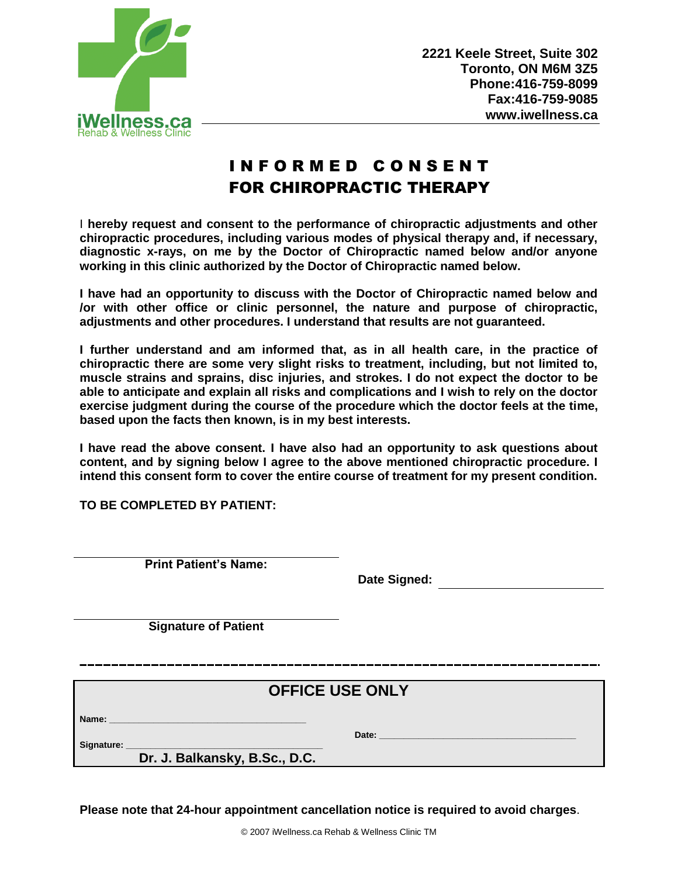iWellness.ca
Rehab & Wellness Clinic

**2221 Keele Street, Suite 302**
**Toronto, ON M6M 3Z5**
**Phone:416-759-8099**
**Fax:416-759-9085**
**www.iwellness.ca**

# INFORMED CONSENT FOR CHIROPRACTIC THERAPY

I **hereby request and consent to the performance of chiropractic adjustments and other chiropractic procedures, including various modes of physical therapy and, if necessary, diagnostic x-rays, on me by the Doctor of Chiropractic named below and/or anyone working in this clinic authorized by the Doctor of Chiropractic named below.**

**I have had an opportunity to discuss with the Doctor of Chiropractic named below and /or with other office or clinic personnel, the nature and purpose of chiropractic, adjustments and other procedures. I understand that results are not guaranteed.**

**I further understand and am informed that, as in all health care, in the practice of chiropractic there are some very slight risks to treatment, including, but not limited to, muscle strains and sprains, disc injuries, and strokes. I do not expect the doctor to be able to anticipate and explain all risks and complications and I wish to rely on the doctor exercise judgment during the course of the procedure which the doctor feels at the time, based upon the facts then known, is in my best interests.**

**I have read the above consent. I have also had an opportunity to ask questions about content, and by signing below I agree to the above mentioned chiropractic procedure. I intend this consent form to cover the entire course of treatment for my present condition.**

**TO BE COMPLETED BY PATIENT:**

______________________________
**Print Patient's Name:**

**Date Signed:** ______________________

______________________________
**Signature of Patient**

---

**OFFICE USE ONLY**

**Name:** ______________________________

**Date:** ______________________________

**Signature:** ______________________________
**Dr. J. Balkansky, B.Sc., D.C.**

**Please note that 24-hour appointment cancellation notice is required to avoid charges**.

© 2007 iWellness.ca Rehab & Wellness Clinic TM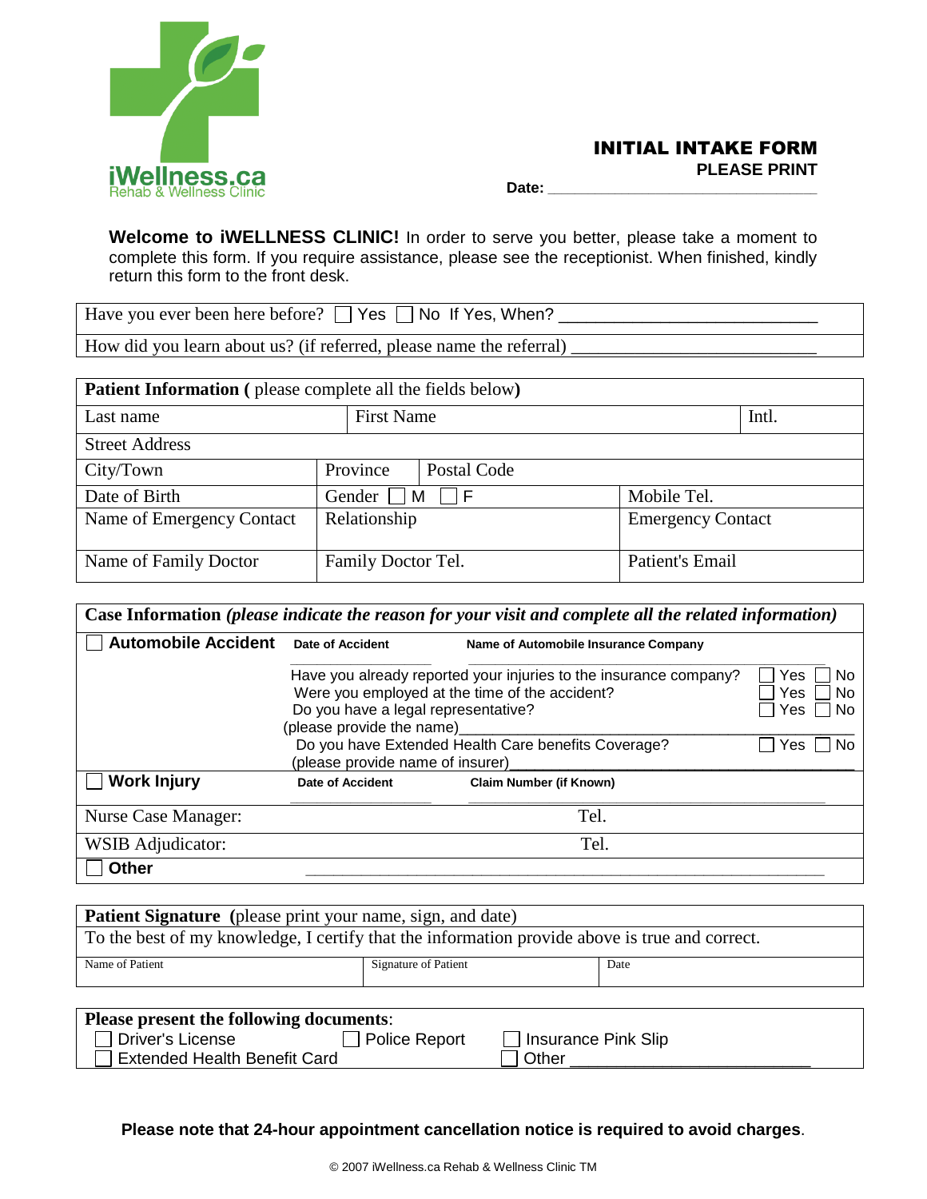iWellness.ca
Rehab & Wellness Clinic

# INITIAL INTAKE FORM

**PLEASE PRINT**

**Date:** ______________________________

**Welcome to iWELLNESS CLINIC!** In order to serve you better, please take a moment to complete this form. If you require assistance, please see the receptionist. When finished, kindly return this form to the front desk.

| |
|---|
| Have you ever been here before? ☐ Yes ☐ No If Yes, When? ____________________________ |
| How did you learn about us? (if referred, please name the referral) ____________________________ |

| **Patient Information** ( please complete all the fields below) | | | |
|---|---|---|---|
| Last name | First Name | | Intl. |
| Street Address | | | |
| City/Town | Province | Postal Code | |
| Date of Birth | Gender ☐ M ☐ F | | Mobile Tel. |
| Name of Emergency Contact | Relationship | | Emergency Contact |
| Name of Family Doctor | Family Doctor Tel. | | Patient's Email |

**Case Information** *(please indicate the reason for your visit and complete all the related information)*

☐ **Automobile Accident** — **Date of Accident** ____________ **Name of Automobile Insurance Company** ____________________________

| | |
|---|---|
| Have you already reported your injuries to the insurance company? | ☐ Yes ☐ No |
| Were you employed at the time of the accident? | ☐ Yes ☐ No |
| Do you have a legal representative? | ☐ Yes ☐ No |
| (please provide the name) ____________________________ | |
| Do you have Extended Health Care benefits Coverage? | ☐ Yes ☐ No |
| (please provide name of insurer) ____________________________ | |

☐ **Work Injury** — **Date of Accident** ____________ **Claim Number (if Known)** ____________________________

| | |
|---|---|
| Nurse Case Manager: | Tel. |
| WSIB Adjudicator: | Tel. |

☐ **Other** ____________________________________________

| **Patient Signature** (please print your name, sign, and date) | | |
|---|---|---|
| To the best of my knowledge, I certify that the information provide above is true and correct. | | |
| Name of Patient | Signature of Patient | Date |

**Please present the following documents**:

☐ Driver's License ☐ Police Report ☐ Insurance Pink Slip
☐ Extended Health Benefit Card ☐ Other ____________________________

**Please note that 24-hour appointment cancellation notice is required to avoid charges**.

© 2007 iWellness.ca Rehab & Wellness Clinic TM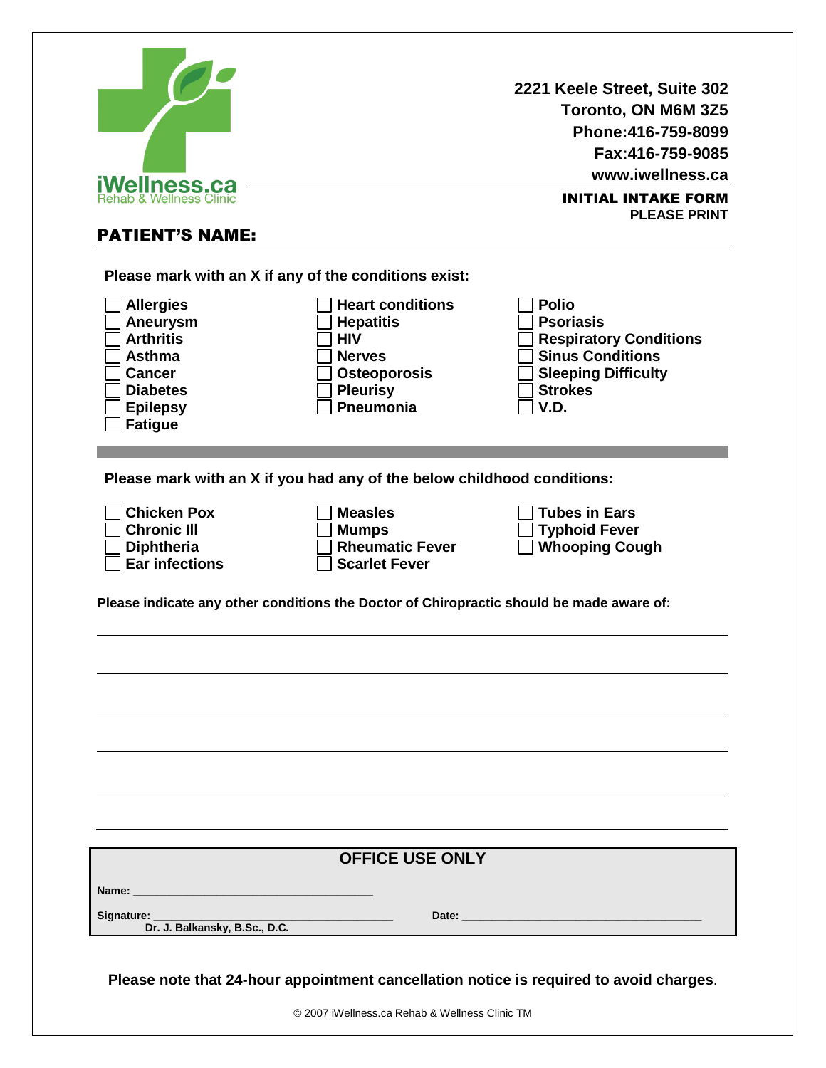iWellness.ca
Rehab & Wellness Clinic

**2221 Keele Street, Suite 302**
**Toronto, ON M6M 3Z5**
**Phone:416-759-8099**
**Fax:416-759-9085**
**www.iwellness.ca**

**INITIAL INTAKE FORM**
**PLEASE PRINT**

## PATIENT'S NAME:

**Please mark with an X if any of the conditions exist:**

- ☐ Allergies
- ☐ Aneurysm
- ☐ Arthritis
- ☐ Asthma
- ☐ Cancer
- ☐ Diabetes
- ☐ Epilepsy
- ☐ Fatigue
- ☐ Heart conditions
- ☐ Hepatitis
- ☐ HIV
- ☐ Nerves
- ☐ Osteoporosis
- ☐ Pleurisy
- ☐ Pneumonia
- ☐ Polio
- ☐ Psoriasis
- ☐ Respiratory Conditions
- ☐ Sinus Conditions
- ☐ Sleeping Difficulty
- ☐ Strokes
- ☐ V.D.

**Please mark with an X if you had any of the below childhood conditions:**

- ☐ Chicken Pox
- ☐ Chronic Ill
- ☐ Diphtheria
- ☐ Ear infections
- ☐ Measles
- ☐ Mumps
- ☐ Rheumatic Fever
- ☐ Scarlet Fever
- ☐ Tubes in Ears
- ☐ Typhoid Fever
- ☐ Whooping Cough

**Please indicate any other conditions the Doctor of Chiropractic should be made aware of:**

\_\_\_\_\_\_\_\_\_\_\_\_\_\_\_\_\_\_\_\_\_\_\_\_\_\_\_\_\_\_\_\_\_\_\_\_\_\_\_\_\_\_\_\_\_\_\_\_\_\_\_\_\_\_\_\_\_\_\_\_\_\_\_\_\_\_\_\_\_\_

\_\_\_\_\_\_\_\_\_\_\_\_\_\_\_\_\_\_\_\_\_\_\_\_\_\_\_\_\_\_\_\_\_\_\_\_\_\_\_\_\_\_\_\_\_\_\_\_\_\_\_\_\_\_\_\_\_\_\_\_\_\_\_\_\_\_\_\_\_\_

\_\_\_\_\_\_\_\_\_\_\_\_\_\_\_\_\_\_\_\_\_\_\_\_\_\_\_\_\_\_\_\_\_\_\_\_\_\_\_\_\_\_\_\_\_\_\_\_\_\_\_\_\_\_\_\_\_\_\_\_\_\_\_\_\_\_\_\_\_\_

\_\_\_\_\_\_\_\_\_\_\_\_\_\_\_\_\_\_\_\_\_\_\_\_\_\_\_\_\_\_\_\_\_\_\_\_\_\_\_\_\_\_\_\_\_\_\_\_\_\_\_\_\_\_\_\_\_\_\_\_\_\_\_\_\_\_\_\_\_\_

\_\_\_\_\_\_\_\_\_\_\_\_\_\_\_\_\_\_\_\_\_\_\_\_\_\_\_\_\_\_\_\_\_\_\_\_\_\_\_\_\_\_\_\_\_\_\_\_\_\_\_\_\_\_\_\_\_\_\_\_\_\_\_\_\_\_\_\_\_\_

\_\_\_\_\_\_\_\_\_\_\_\_\_\_\_\_\_\_\_\_\_\_\_\_\_\_\_\_\_\_\_\_\_\_\_\_\_\_\_\_\_\_\_\_\_\_\_\_\_\_\_\_\_\_\_\_\_\_\_\_\_\_\_\_\_\_\_\_\_\_

### OFFICE USE ONLY

**Name:** \_\_\_\_\_\_\_\_\_\_\_\_\_\_\_\_\_\_\_\_\_\_\_\_\_\_\_\_\_\_\_\_\_\_\_\_\_\_\_\_

**Signature:** \_\_\_\_\_\_\_\_\_\_\_\_\_\_\_\_\_\_\_\_\_\_\_\_\_\_\_\_\_\_\_\_\_\_\_\_\_\_\_\_ **Date:** \_\_\_\_\_\_\_\_\_\_\_\_\_\_\_\_\_\_\_\_\_\_\_\_\_\_\_\_\_\_\_\_\_\_\_\_\_\_\_\_

**Dr. J. Balkansky, B.Sc., D.C.**

**Please note that 24-hour appointment cancellation notice is required to avoid charges**.

© 2007 iWellness.ca Rehab & Wellness Clinic TM